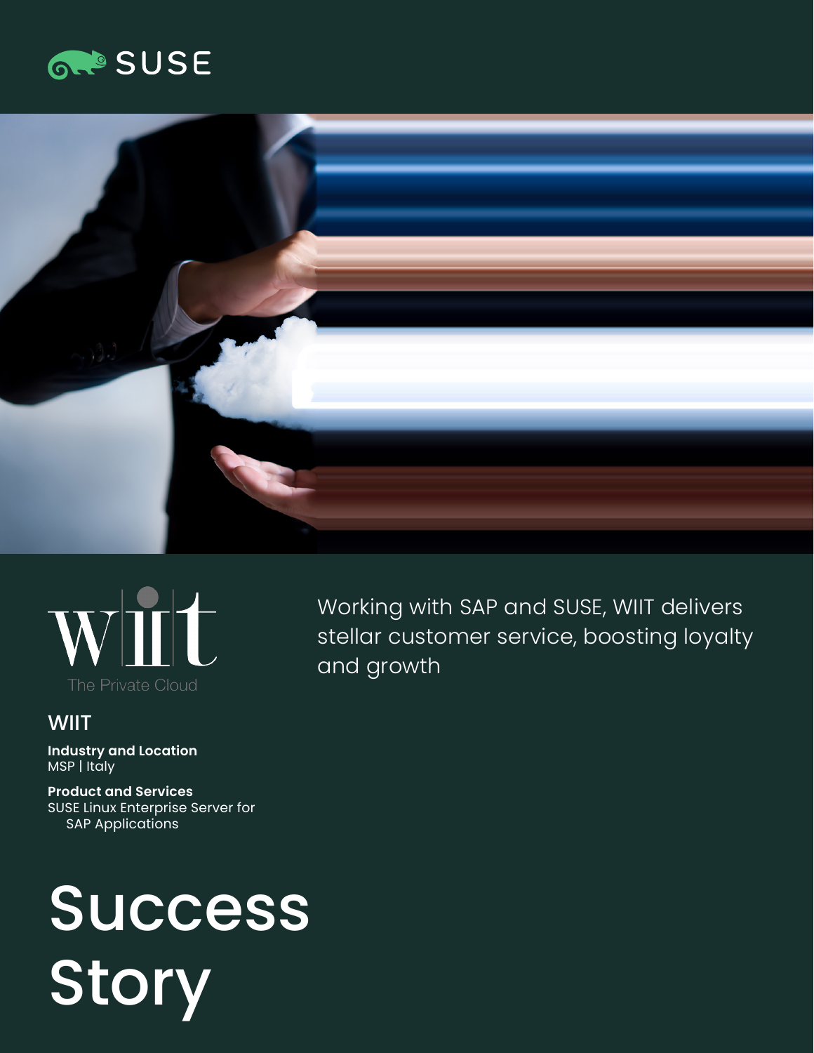SUSE

WIIT
The Private Cloud

Working with SAP and SUSE, WIIT delivers stellar customer service, boosting loyalty and growth

## WIIT

**Industry and Location**
MSP | Italy

**Product and Services**
SUSE Linux Enterprise Server for SAP Applications

# Success Story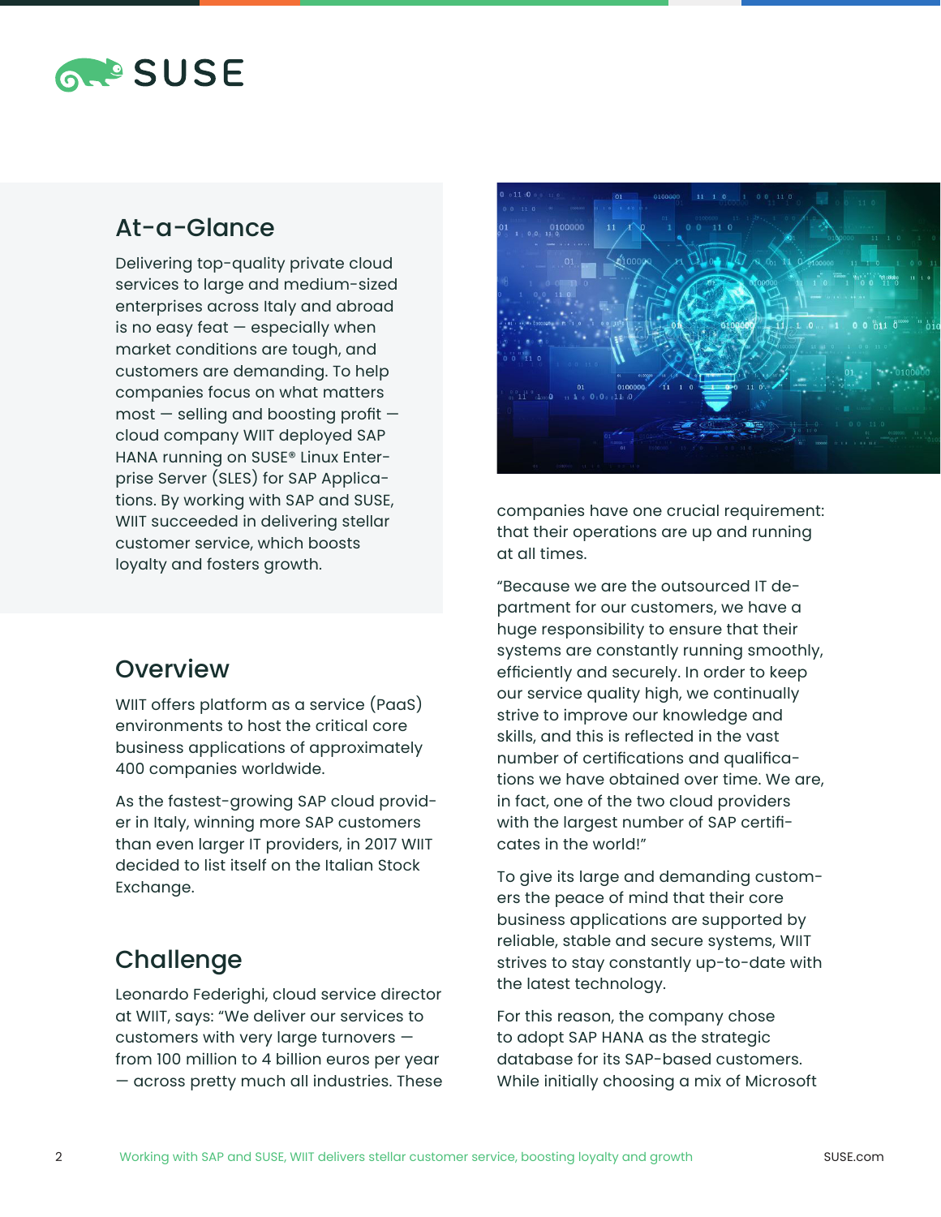## At-a-Glance

Delivering top-quality private cloud services to large and medium-sized enterprises across Italy and abroad is no easy feat — especially when market conditions are tough, and customers are demanding. To help companies focus on what matters most — selling and boosting profit — cloud company WIIT deployed SAP HANA running on SUSE® Linux Enterprise Server (SLES) for SAP Applications. By working with SAP and SUSE, WIIT succeeded in delivering stellar customer service, which boosts loyalty and fosters growth.

## Overview

WIIT offers platform as a service (PaaS) environments to host the critical core business applications of approximately 400 companies worldwide.

As the fastest-growing SAP cloud provider in Italy, winning more SAP customers than even larger IT providers, in 2017 WIIT decided to list itself on the Italian Stock Exchange.

## Challenge

Leonardo Federighi, cloud service director at WIIT, says: "We deliver our services to customers with very large turnovers — from 100 million to 4 billion euros per year — across pretty much all industries. These companies have one crucial requirement: that their operations are up and running at all times.

"Because we are the outsourced IT department for our customers, we have a huge responsibility to ensure that their systems are constantly running smoothly, efficiently and securely. In order to keep our service quality high, we continually strive to improve our knowledge and skills, and this is reflected in the vast number of certifications and qualifications we have obtained over time. We are, in fact, one of the two cloud providers with the largest number of SAP certificates in the world!"

To give its large and demanding customers the peace of mind that their core business applications are supported by reliable, stable and secure systems, WIIT strives to stay constantly up-to-date with the latest technology.

For this reason, the company chose to adopt SAP HANA as the strategic database for its SAP-based customers. While initially choosing a mix of Microsoft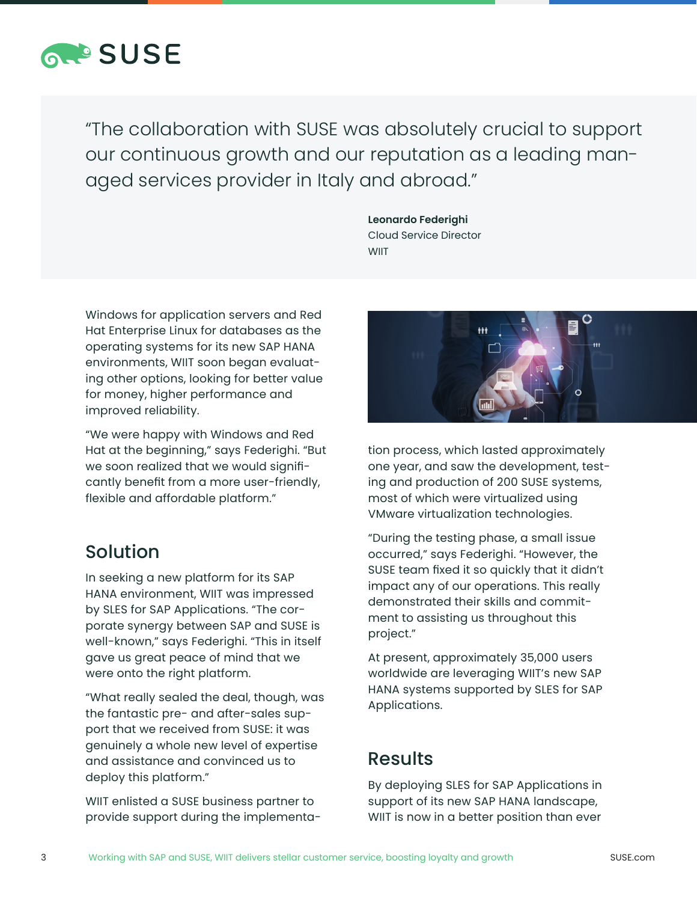> "The collaboration with SUSE was absolutely crucial to support our continuous growth and our reputation as a leading managed services provider in Italy and abroad."
>
> **Leonardo Federighi**
> Cloud Service Director
> WIIT

Windows for application servers and Red Hat Enterprise Linux for databases as the operating systems for its new SAP HANA environments, WIIT soon began evaluating other options, looking for better value for money, higher performance and improved reliability.

"We were happy with Windows and Red Hat at the beginning," says Federighi. "But we soon realized that we would significantly benefit from a more user-friendly, flexible and affordable platform."

## Solution

In seeking a new platform for its SAP HANA environment, WIIT was impressed by SLES for SAP Applications. "The corporate synergy between SAP and SUSE is well-known," says Federighi. "This in itself gave us great peace of mind that we were onto the right platform.

"What really sealed the deal, though, was the fantastic pre- and after-sales support that we received from SUSE: it was genuinely a whole new level of expertise and assistance and convinced us to deploy this platform."

WIIT enlisted a SUSE business partner to provide support during the implementation process, which lasted approximately one year, and saw the development, testing and production of 200 SUSE systems, most of which were virtualized using VMware virtualization technologies.

"During the testing phase, a small issue occurred," says Federighi. "However, the SUSE team fixed it so quickly that it didn't impact any of our operations. This really demonstrated their skills and commitment to assisting us throughout this project."

At present, approximately 35,000 users worldwide are leveraging WIIT's new SAP HANA systems supported by SLES for SAP Applications.

## Results

By deploying SLES for SAP Applications in support of its new SAP HANA landscape, WIIT is now in a better position than ever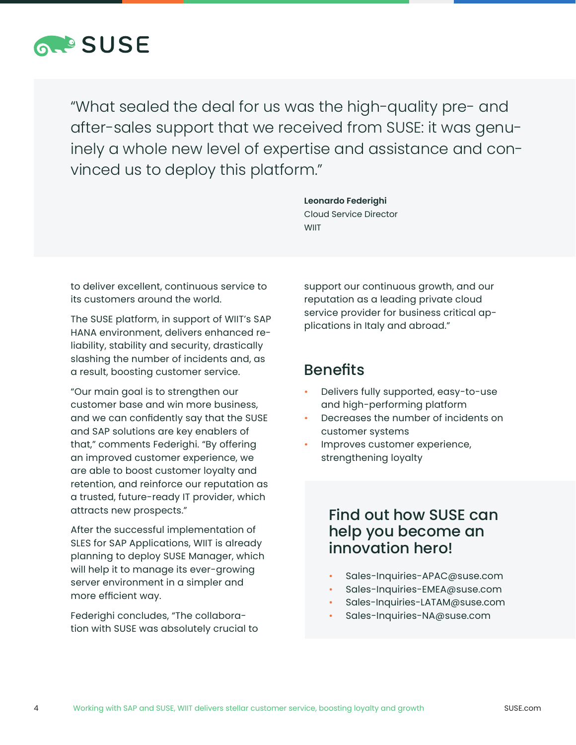> "What sealed the deal for us was the high-quality pre- and after-sales support that we received from SUSE: it was genuinely a whole new level of expertise and assistance and convinced us to deploy this platform."
>
> **Leonardo Federighi**
> Cloud Service Director
> WIIT

to deliver excellent, continuous service to its customers around the world.

The SUSE platform, in support of WIIT's SAP HANA environment, delivers enhanced reliability, stability and security, drastically slashing the number of incidents and, as a result, boosting customer service.

"Our main goal is to strengthen our customer base and win more business, and we can confidently say that the SUSE and SAP solutions are key enablers of that," comments Federighi. "By offering an improved customer experience, we are able to boost customer loyalty and retention, and reinforce our reputation as a trusted, future-ready IT provider, which attracts new prospects."

After the successful implementation of SLES for SAP Applications, WIIT is already planning to deploy SUSE Manager, which will help it to manage its ever-growing server environment in a simpler and more efficient way.

Federighi concludes, "The collaboration with SUSE was absolutely crucial to support our continuous growth, and our reputation as a leading private cloud service provider for business critical applications in Italy and abroad."

## Benefits

- Delivers fully supported, easy-to-use and high-performing platform
- Decreases the number of incidents on customer systems
- Improves customer experience, strengthening loyalty

## Find out how SUSE can help you become an innovation hero!

- Sales-Inquiries-APAC@suse.com
- Sales-Inquiries-EMEA@suse.com
- Sales-Inquiries-LATAM@suse.com
- Sales-Inquiries-NA@suse.com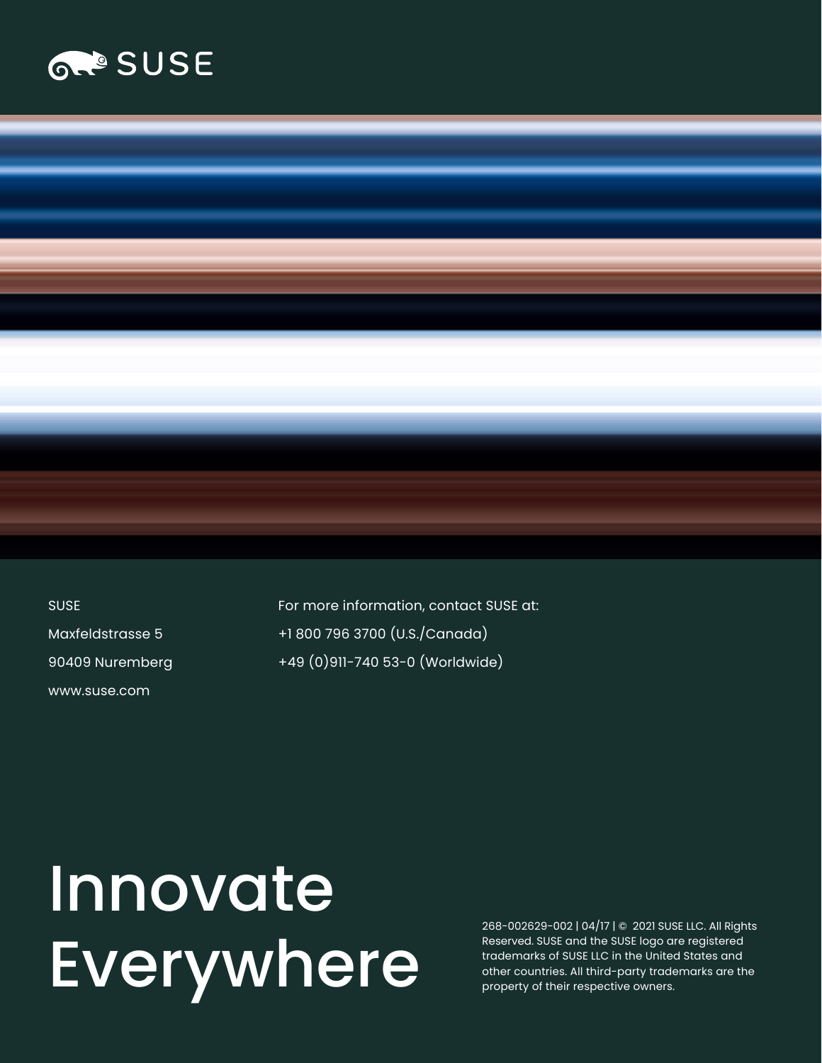SUSE

SUSE
Maxfeldstrasse 5
90409 Nuremberg
www.suse.com

For more information, contact SUSE at:
+1 800 796 3700 (U.S./Canada)
+49 (0)911-740 53-0 (Worldwide)

# Innovate Everywhere

268-002629-002 | 04/17 | © 2021 SUSE LLC. All Rights Reserved. SUSE and the SUSE logo are registered trademarks of SUSE LLC in the United States and other countries. All third-party trademarks are the property of their respective owners.